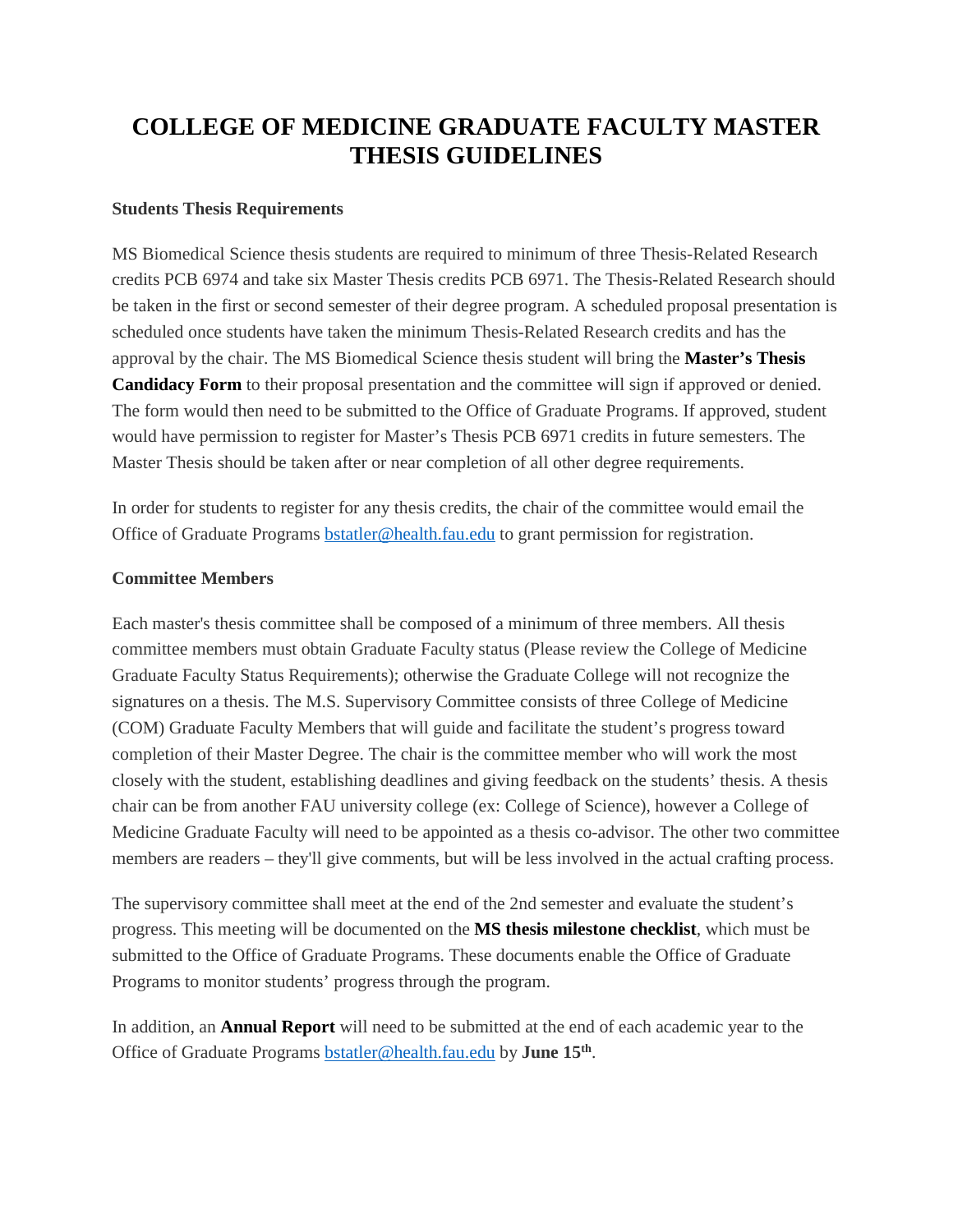# COLLEGE OF MEDICINE GRADUATE FACULTY MASTER THESIS GUIDELINES

**Students Thesis Requirements**

MS Biomedical Science thesis students are required to minimum of three Thesis-Related Research credits PCB 6974 and take six Master Thesis credits PCB 6971. The Thesis-Related Research should be taken in the first or second semester of their degree program. A scheduled proposal presentation is scheduled once students have taken the minimum Thesis-Related Research credits and has the approval by the chair. The MS Biomedical Science thesis student will bring the **Master's Thesis Candidacy Form** to their proposal presentation and the committee will sign if approved or denied. The form would then need to be submitted to the Office of Graduate Programs. If approved, student would have permission to register for Master's Thesis PCB 6971 credits in future semesters. The Master Thesis should be taken after or near completion of all other degree requirements.

In order for students to register for any thesis credits, the chair of the committee would email the Office of Graduate Programs bstatler@health.fau.edu to grant permission for registration.

**Committee Members**

Each master's thesis committee shall be composed of a minimum of three members. All thesis committee members must obtain Graduate Faculty status (Please review the College of Medicine Graduate Faculty Status Requirements); otherwise the Graduate College will not recognize the signatures on a thesis. The M.S. Supervisory Committee consists of three College of Medicine (COM) Graduate Faculty Members that will guide and facilitate the student's progress toward completion of their Master Degree. The chair is the committee member who will work the most closely with the student, establishing deadlines and giving feedback on the students' thesis. A thesis chair can be from another FAU university college (ex: College of Science), however a College of Medicine Graduate Faculty will need to be appointed as a thesis co-advisor. The other two committee members are readers – they'll give comments, but will be less involved in the actual crafting process.

The supervisory committee shall meet at the end of the 2nd semester and evaluate the student's progress. This meeting will be documented on the **MS thesis milestone checklist**, which must be submitted to the Office of Graduate Programs. These documents enable the Office of Graduate Programs to monitor students' progress through the program.

In addition, an **Annual Report** will need to be submitted at the end of each academic year to the Office of Graduate Programs bstatler@health.fau.edu by **June 15th**.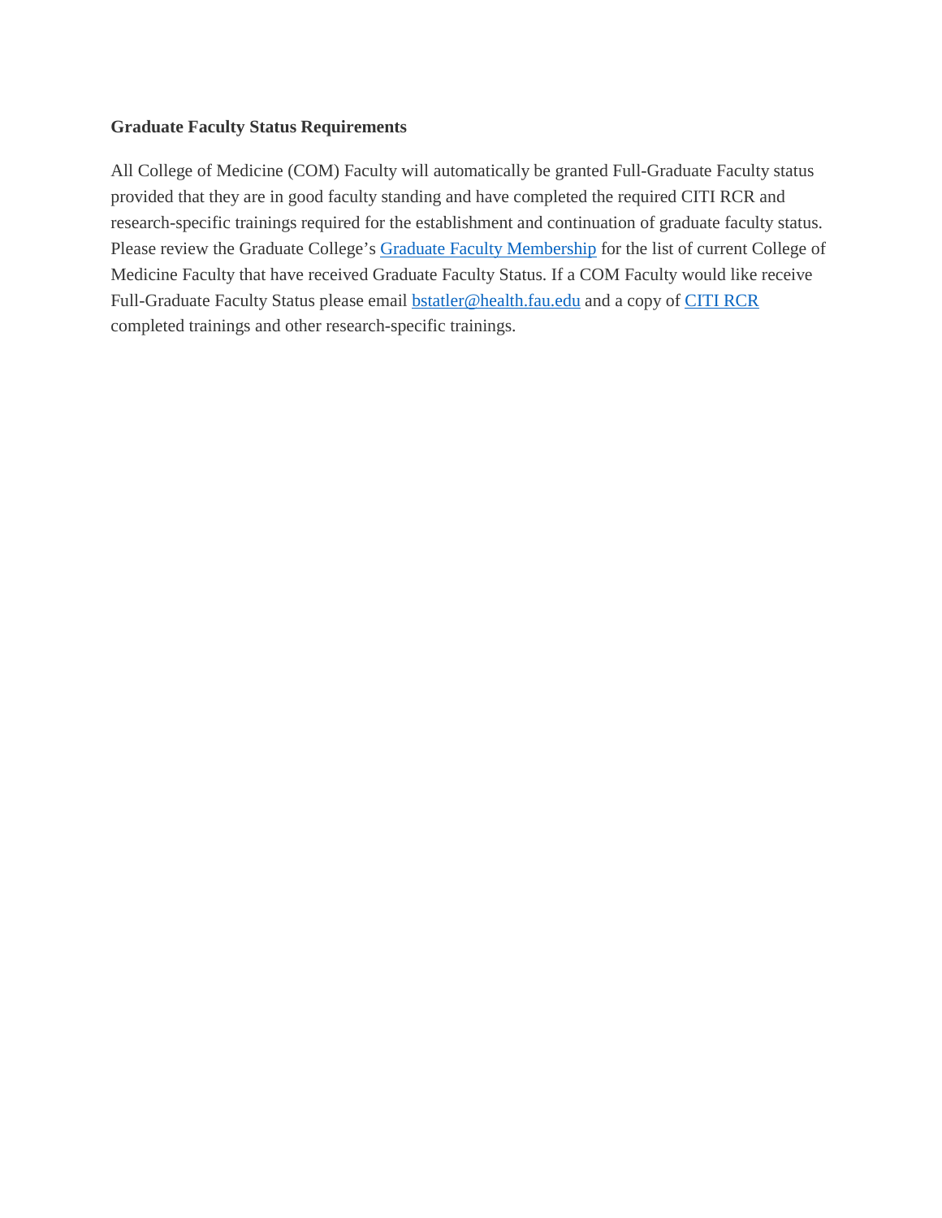**Graduate Faculty Status Requirements**

All College of Medicine (COM) Faculty will automatically be granted Full-Graduate Faculty status provided that they are in good faculty standing and have completed the required CITI RCR and research-specific trainings required for the establishment and continuation of graduate faculty status. Please review the Graduate College's Graduate Faculty Membership for the list of current College of Medicine Faculty that have received Graduate Faculty Status. If a COM Faculty would like receive Full-Graduate Faculty Status please email bstatler@health.fau.edu and a copy of CITI RCR completed trainings and other research-specific trainings.